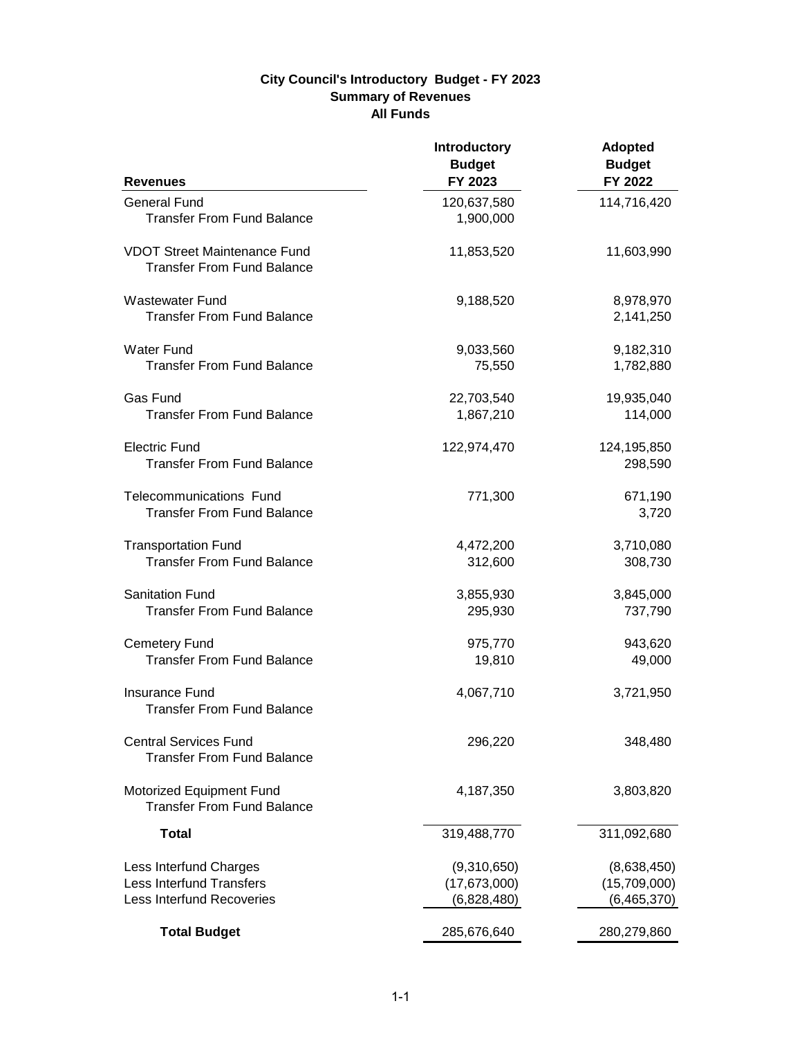## City Council's Introductory Budget - FY 2023
## Summary of Revenues
## All Funds

| Revenues | Introductory Budget FY 2023 | Adopted Budget FY 2022 |
|---|---|---|
| General Fund | 120,637,580 | 114,716,420 |
| Transfer From Fund Balance | 1,900,000 | |
| VDOT Street Maintenance Fund | 11,853,520 | 11,603,990 |
| Transfer From Fund Balance | | |
| Wastewater Fund | 9,188,520 | 8,978,970 |
| Transfer From Fund Balance | | 2,141,250 |
| Water Fund | 9,033,560 | 9,182,310 |
| Transfer From Fund Balance | 75,550 | 1,782,880 |
| Gas Fund | 22,703,540 | 19,935,040 |
| Transfer From Fund Balance | 1,867,210 | 114,000 |
| Electric Fund | 122,974,470 | 124,195,850 |
| Transfer From Fund Balance | | 298,590 |
| Telecommunications Fund | 771,300 | 671,190 |
| Transfer From Fund Balance | | 3,720 |
| Transportation Fund | 4,472,200 | 3,710,080 |
| Transfer From Fund Balance | 312,600 | 308,730 |
| Sanitation Fund | 3,855,930 | 3,845,000 |
| Transfer From Fund Balance | 295,930 | 737,790 |
| Cemetery Fund | 975,770 | 943,620 |
| Transfer From Fund Balance | 19,810 | 49,000 |
| Insurance Fund | 4,067,710 | 3,721,950 |
| Transfer From Fund Balance | | |
| Central Services Fund | 296,220 | 348,480 |
| Transfer From Fund Balance | | |
| Motorized Equipment Fund | 4,187,350 | 3,803,820 |
| Transfer From Fund Balance | | |
| **Total** | 319,488,770 | 311,092,680 |
| Less Interfund Charges | (9,310,650) | (8,638,450) |
| Less Interfund Transfers | (17,673,000) | (15,709,000) |
| Less Interfund Recoveries | (6,828,480) | (6,465,370) |
| **Total Budget** | 285,676,640 | 280,279,860 |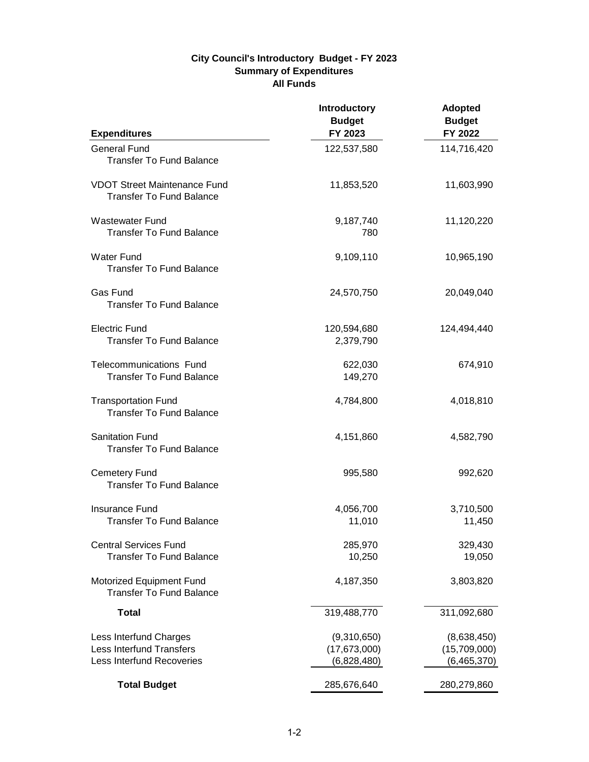**City Council's Introductory Budget - FY 2023**
**Summary of Expenditures**
**All Funds**

| Expenditures | Introductory Budget FY 2023 | Adopted Budget FY 2022 |
|---|---|---|
| General Fund | 122,537,580 | 114,716,420 |
| Transfer To Fund Balance | | |
| VDOT Street Maintenance Fund | 11,853,520 | 11,603,990 |
| Transfer To Fund Balance | | |
| Wastewater Fund | 9,187,740 | 11,120,220 |
| Transfer To Fund Balance | 780 | |
| Water Fund | 9,109,110 | 10,965,190 |
| Transfer To Fund Balance | | |
| Gas Fund | 24,570,750 | 20,049,040 |
| Transfer To Fund Balance | | |
| Electric Fund | 120,594,680 | 124,494,440 |
| Transfer To Fund Balance | 2,379,790 | |
| Telecommunications Fund | 622,030 | 674,910 |
| Transfer To Fund Balance | 149,270 | |
| Transportation Fund | 4,784,800 | 4,018,810 |
| Transfer To Fund Balance | | |
| Sanitation Fund | 4,151,860 | 4,582,790 |
| Transfer To Fund Balance | | |
| Cemetery Fund | 995,580 | 992,620 |
| Transfer To Fund Balance | | |
| Insurance Fund | 4,056,700 | 3,710,500 |
| Transfer To Fund Balance | 11,010 | 11,450 |
| Central Services Fund | 285,970 | 329,430 |
| Transfer To Fund Balance | 10,250 | 19,050 |
| Motorized Equipment Fund | 4,187,350 | 3,803,820 |
| Transfer To Fund Balance | | |
| **Total** | 319,488,770 | 311,092,680 |
| Less Interfund Charges | (9,310,650) | (8,638,450) |
| Less Interfund Transfers | (17,673,000) | (15,709,000) |
| Less Interfund Recoveries | (6,828,480) | (6,465,370) |
| **Total Budget** | 285,676,640 | 280,279,860 |